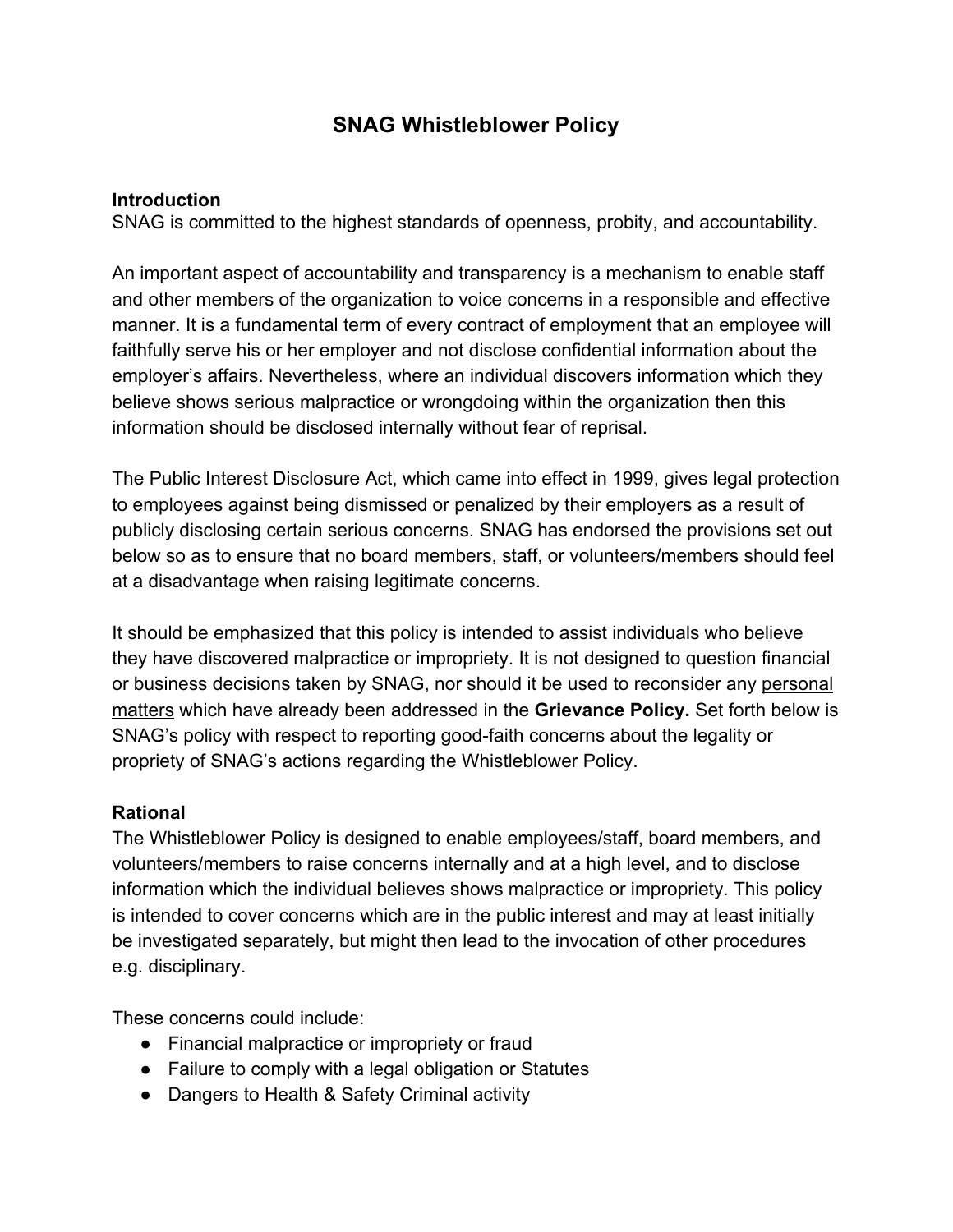# SNAG Whistleblower Policy

**Introduction**
SNAG is committed to the highest standards of openness, probity, and accountability.

An important aspect of accountability and transparency is a mechanism to enable staff and other members of the organization to voice concerns in a responsible and effective manner. It is a fundamental term of every contract of employment that an employee will faithfully serve his or her employer and not disclose confidential information about the employer's affairs. Nevertheless, where an individual discovers information which they believe shows serious malpractice or wrongdoing within the organization then this information should be disclosed internally without fear of reprisal.

The Public Interest Disclosure Act, which came into effect in 1999, gives legal protection to employees against being dismissed or penalized by their employers as a result of publicly disclosing certain serious concerns. SNAG has endorsed the provisions set out below so as to ensure that no board members, staff, or volunteers/members should feel at a disadvantage when raising legitimate concerns.

It should be emphasized that this policy is intended to assist individuals who believe they have discovered malpractice or impropriety. It is not designed to question financial or business decisions taken by SNAG, nor should it be used to reconsider any <u>personal matters</u> which have already been addressed in the **Grievance Policy.** Set forth below is SNAG's policy with respect to reporting good-faith concerns about the legality or propriety of SNAG's actions regarding the Whistleblower Policy.

**Rational**
The Whistleblower Policy is designed to enable employees/staff, board members, and volunteers/members to raise concerns internally and at a high level, and to disclose information which the individual believes shows malpractice or impropriety. This policy is intended to cover concerns which are in the public interest and may at least initially be investigated separately, but might then lead to the invocation of other procedures e.g. disciplinary.

These concerns could include:

- Financial malpractice or impropriety or fraud
- Failure to comply with a legal obligation or Statutes
- Dangers to Health & Safety Criminal activity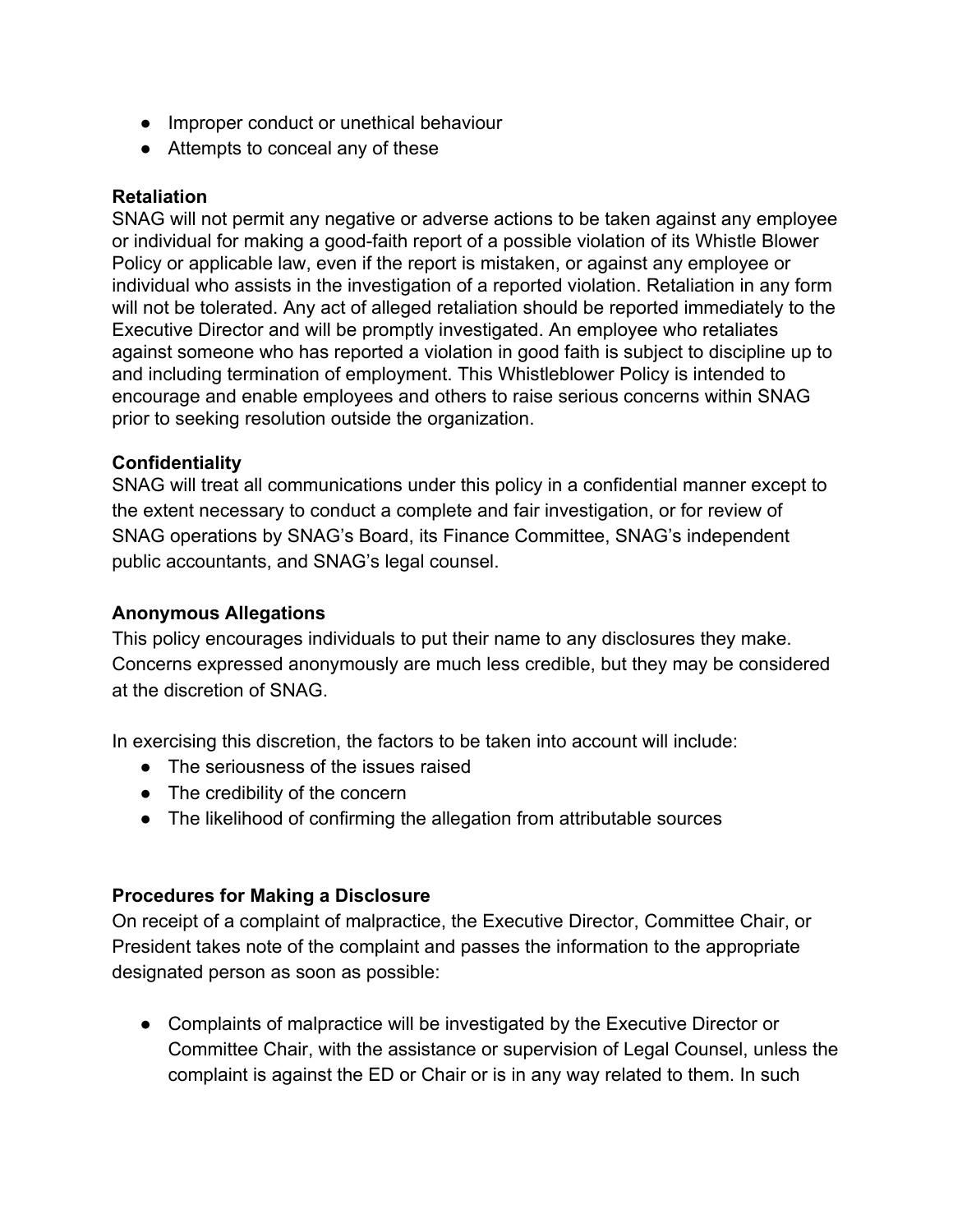- Improper conduct or unethical behaviour
- Attempts to conceal any of these

**Retaliation**
SNAG will not permit any negative or adverse actions to be taken against any employee or individual for making a good-faith report of a possible violation of its Whistle Blower Policy or applicable law, even if the report is mistaken, or against any employee or individual who assists in the investigation of a reported violation. Retaliation in any form will not be tolerated. Any act of alleged retaliation should be reported immediately to the Executive Director and will be promptly investigated. An employee who retaliates against someone who has reported a violation in good faith is subject to discipline up to and including termination of employment. This Whistleblower Policy is intended to encourage and enable employees and others to raise serious concerns within SNAG prior to seeking resolution outside the organization.

**Confidentiality**
SNAG will treat all communications under this policy in a confidential manner except to the extent necessary to conduct a complete and fair investigation, or for review of SNAG operations by SNAG's Board, its Finance Committee, SNAG's independent public accountants, and SNAG's legal counsel.

**Anonymous Allegations**
This policy encourages individuals to put their name to any disclosures they make. Concerns expressed anonymously are much less credible, but they may be considered at the discretion of SNAG.

In exercising this discretion, the factors to be taken into account will include:

- The seriousness of the issues raised
- The credibility of the concern
- The likelihood of confirming the allegation from attributable sources

**Procedures for Making a Disclosure**
On receipt of a complaint of malpractice, the Executive Director, Committee Chair, or President takes note of the complaint and passes the information to the appropriate designated person as soon as possible:

- Complaints of malpractice will be investigated by the Executive Director or Committee Chair, with the assistance or supervision of Legal Counsel, unless the complaint is against the ED or Chair or is in any way related to them. In such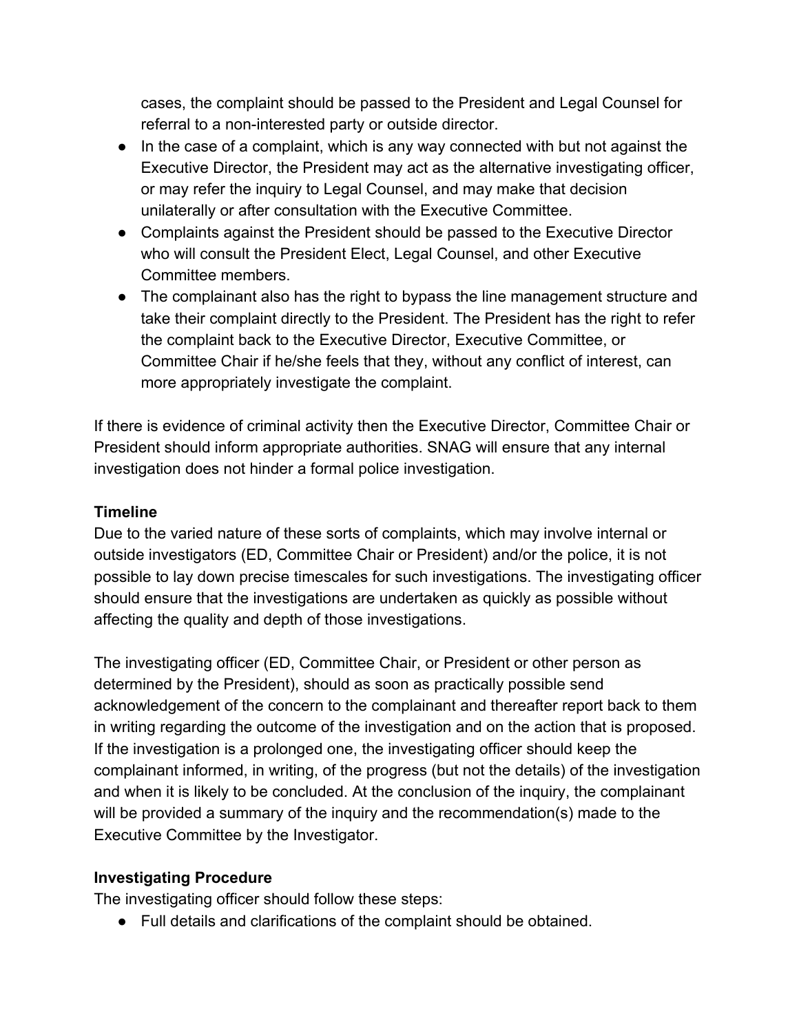cases, the complaint should be passed to the President and Legal Counsel for referral to a non-interested party or outside director.

- In the case of a complaint, which is any way connected with but not against the Executive Director, the President may act as the alternative investigating officer, or may refer the inquiry to Legal Counsel, and may make that decision unilaterally or after consultation with the Executive Committee.
- Complaints against the President should be passed to the Executive Director who will consult the President Elect, Legal Counsel, and other Executive Committee members.
- The complainant also has the right to bypass the line management structure and take their complaint directly to the President. The President has the right to refer the complaint back to the Executive Director, Executive Committee, or Committee Chair if he/she feels that they, without any conflict of interest, can more appropriately investigate the complaint.

If there is evidence of criminal activity then the Executive Director, Committee Chair or President should inform appropriate authorities. SNAG will ensure that any internal investigation does not hinder a formal police investigation.

**Timeline**

Due to the varied nature of these sorts of complaints, which may involve internal or outside investigators (ED, Committee Chair or President) and/or the police, it is not possible to lay down precise timescales for such investigations. The investigating officer should ensure that the investigations are undertaken as quickly as possible without affecting the quality and depth of those investigations.

The investigating officer (ED, Committee Chair, or President or other person as determined by the President), should as soon as practically possible send acknowledgement of the concern to the complainant and thereafter report back to them in writing regarding the outcome of the investigation and on the action that is proposed. If the investigation is a prolonged one, the investigating officer should keep the complainant informed, in writing, of the progress (but not the details) of the investigation and when it is likely to be concluded. At the conclusion of the inquiry, the complainant will be provided a summary of the inquiry and the recommendation(s) made to the Executive Committee by the Investigator.

**Investigating Procedure**

The investigating officer should follow these steps:

- Full details and clarifications of the complaint should be obtained.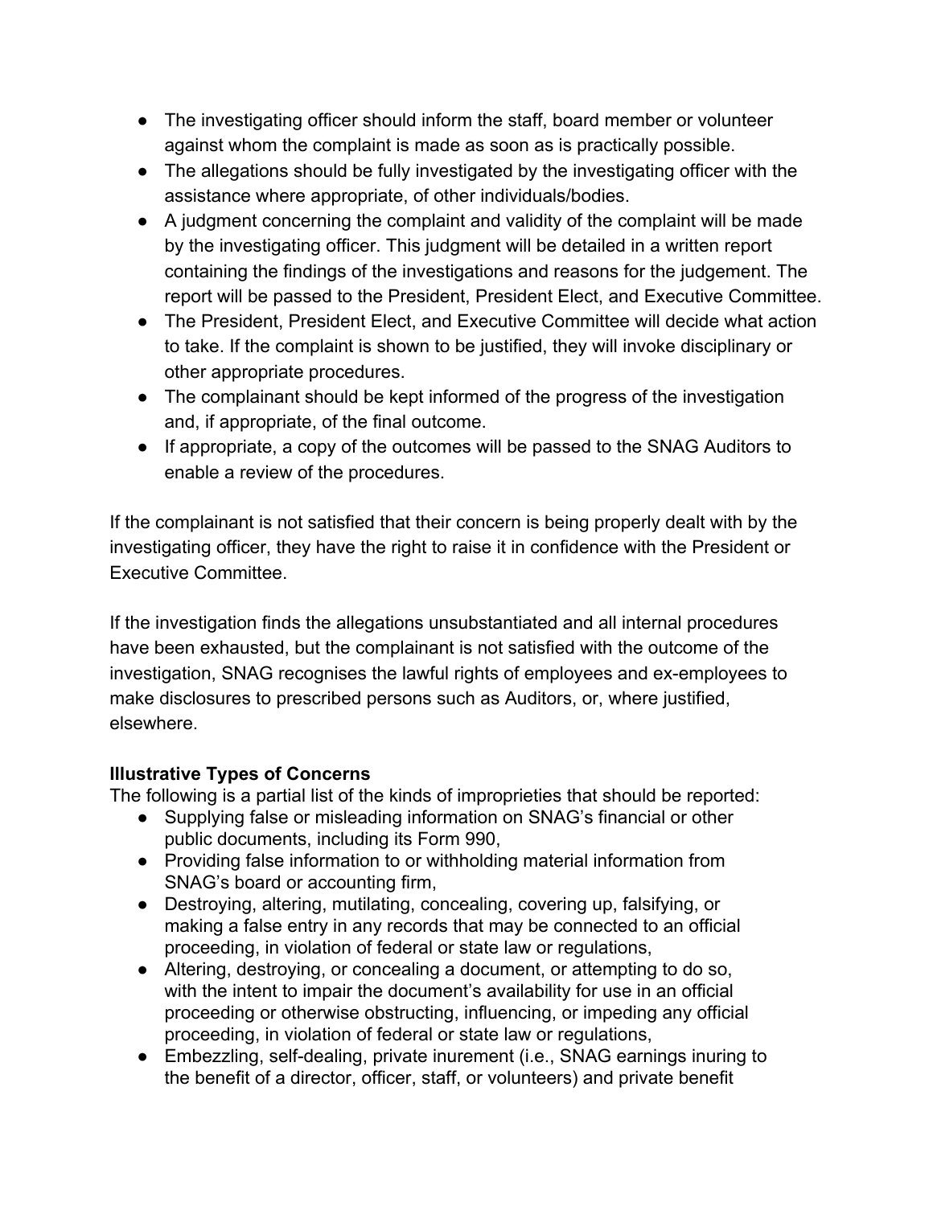- The investigating officer should inform the staff, board member or volunteer against whom the complaint is made as soon as is practically possible.
- The allegations should be fully investigated by the investigating officer with the assistance where appropriate, of other individuals/bodies.
- A judgment concerning the complaint and validity of the complaint will be made by the investigating officer. This judgment will be detailed in a written report containing the findings of the investigations and reasons for the judgement. The report will be passed to the President, President Elect, and Executive Committee.
- The President, President Elect, and Executive Committee will decide what action to take. If the complaint is shown to be justified, they will invoke disciplinary or other appropriate procedures.
- The complainant should be kept informed of the progress of the investigation and, if appropriate, of the final outcome.
- If appropriate, a copy of the outcomes will be passed to the SNAG Auditors to enable a review of the procedures.

If the complainant is not satisfied that their concern is being properly dealt with by the investigating officer, they have the right to raise it in confidence with the President or Executive Committee.

If the investigation finds the allegations unsubstantiated and all internal procedures have been exhausted, but the complainant is not satisfied with the outcome of the investigation, SNAG recognises the lawful rights of employees and ex-employees to make disclosures to prescribed persons such as Auditors, or, where justified, elsewhere.

**Illustrative Types of Concerns**

The following is a partial list of the kinds of improprieties that should be reported:

- Supplying false or misleading information on SNAG's financial or other public documents, including its Form 990,
- Providing false information to or withholding material information from SNAG's board or accounting firm,
- Destroying, altering, mutilating, concealing, covering up, falsifying, or making a false entry in any records that may be connected to an official proceeding, in violation of federal or state law or regulations,
- Altering, destroying, or concealing a document, or attempting to do so, with the intent to impair the document's availability for use in an official proceeding or otherwise obstructing, influencing, or impeding any official proceeding, in violation of federal or state law or regulations,
- Embezzling, self-dealing, private inurement (i.e., SNAG earnings inuring to the benefit of a director, officer, staff, or volunteers) and private benefit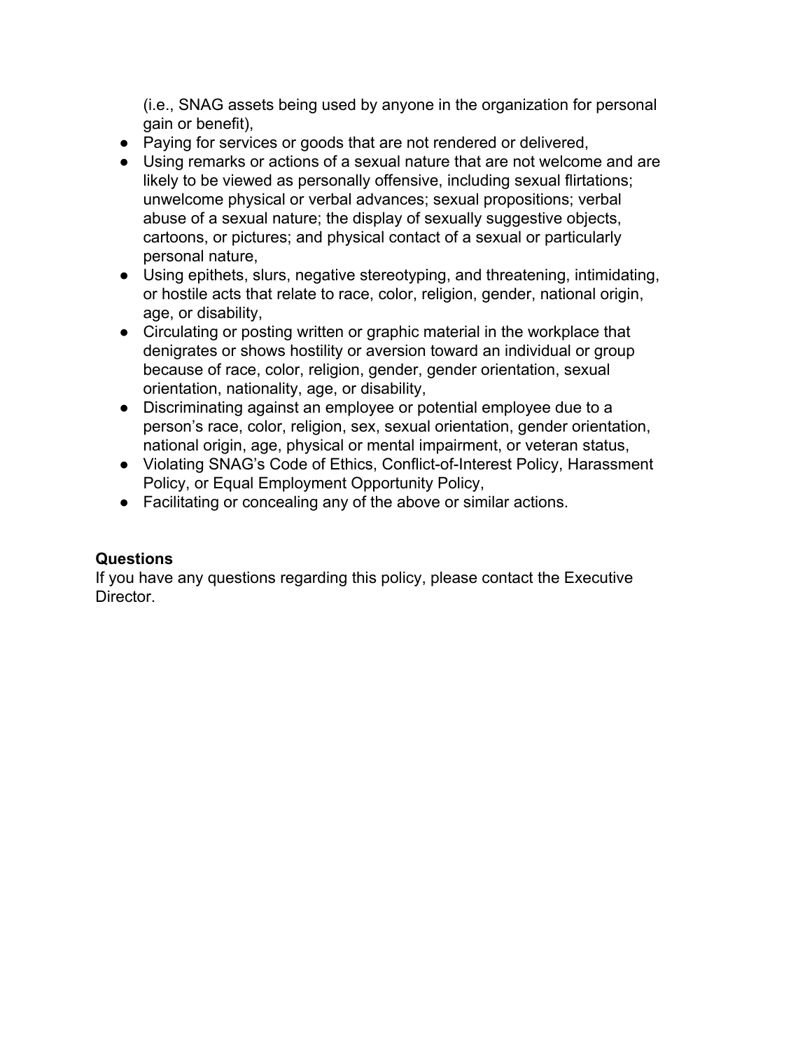(i.e., SNAG assets being used by anyone in the organization for personal gain or benefit),

- Paying for services or goods that are not rendered or delivered,
- Using remarks or actions of a sexual nature that are not welcome and are likely to be viewed as personally offensive, including sexual flirtations; unwelcome physical or verbal advances; sexual propositions; verbal abuse of a sexual nature; the display of sexually suggestive objects, cartoons, or pictures; and physical contact of a sexual or particularly personal nature,
- Using epithets, slurs, negative stereotyping, and threatening, intimidating, or hostile acts that relate to race, color, religion, gender, national origin, age, or disability,
- Circulating or posting written or graphic material in the workplace that denigrates or shows hostility or aversion toward an individual or group because of race, color, religion, gender, gender orientation, sexual orientation, nationality, age, or disability,
- Discriminating against an employee or potential employee due to a person's race, color, religion, sex, sexual orientation, gender orientation, national origin, age, physical or mental impairment, or veteran status,
- Violating SNAG's Code of Ethics, Conflict-of-Interest Policy, Harassment Policy, or Equal Employment Opportunity Policy,
- Facilitating or concealing any of the above or similar actions.

**Questions**

If you have any questions regarding this policy, please contact the Executive Director.